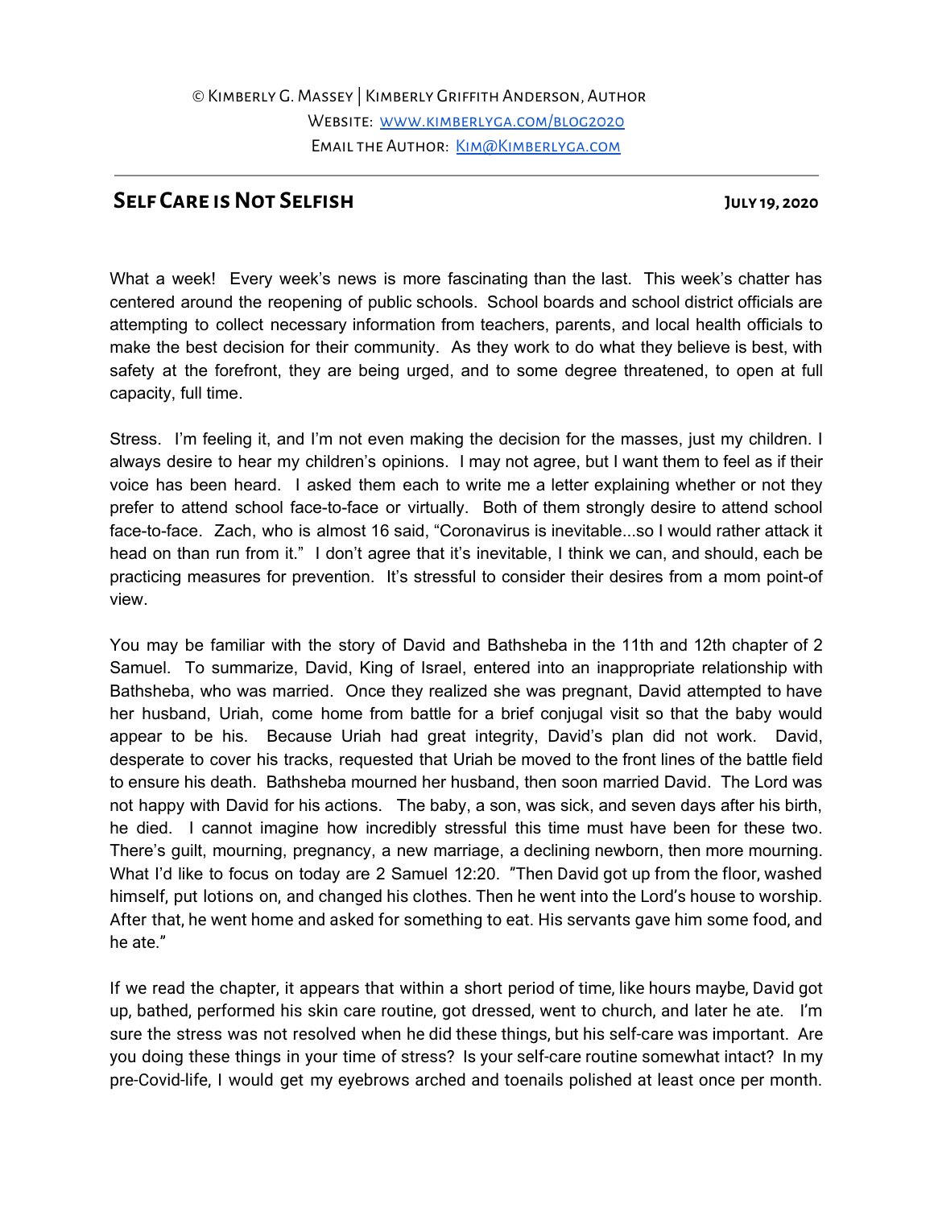© Kimberly G. Massey | Kimberly Griffith Anderson, Author
Website: www.kimberlyga.com/blog2020
Email the Author: Kim@Kimberlyga.com

---

## Self Care is Not Selfish

**July 19, 2020**

What a week! Every week's news is more fascinating than the last. This week's chatter has centered around the reopening of public schools. School boards and school district officials are attempting to collect necessary information from teachers, parents, and local health officials to make the best decision for their community. As they work to do what they believe is best, with safety at the forefront, they are being urged, and to some degree threatened, to open at full capacity, full time.

Stress. I'm feeling it, and I'm not even making the decision for the masses, just my children. I always desire to hear my children's opinions. I may not agree, but I want them to feel as if their voice has been heard. I asked them each to write me a letter explaining whether or not they prefer to attend school face-to-face or virtually. Both of them strongly desire to attend school face-to-face. Zach, who is almost 16 said, "Coronavirus is inevitable...so I would rather attack it head on than run from it." I don't agree that it's inevitable, I think we can, and should, each be practicing measures for prevention. It's stressful to consider their desires from a mom point-of view.

You may be familiar with the story of David and Bathsheba in the 11th and 12th chapter of 2 Samuel. To summarize, David, King of Israel, entered into an inappropriate relationship with Bathsheba, who was married. Once they realized she was pregnant, David attempted to have her husband, Uriah, come home from battle for a brief conjugal visit so that the baby would appear to be his. Because Uriah had great integrity, David's plan did not work. David, desperate to cover his tracks, requested that Uriah be moved to the front lines of the battle field to ensure his death. Bathsheba mourned her husband, then soon married David. The Lord was not happy with David for his actions. The baby, a son, was sick, and seven days after his birth, he died. I cannot imagine how incredibly stressful this time must have been for these two. There's guilt, mourning, pregnancy, a new marriage, a declining newborn, then more mourning. What I'd like to focus on today are 2 Samuel 12:20. "Then David got up from the floor, washed himself, put lotions on, and changed his clothes. Then he went into the Lord's house to worship. After that, he went home and asked for something to eat. His servants gave him some food, and he ate."

If we read the chapter, it appears that within a short period of time, like hours maybe, David got up, bathed, performed his skin care routine, got dressed, went to church, and later he ate. I'm sure the stress was not resolved when he did these things, but his self-care was important. Are you doing these things in your time of stress? Is your self-care routine somewhat intact? In my pre-Covid-life, I would get my eyebrows arched and toenails polished at least once per month.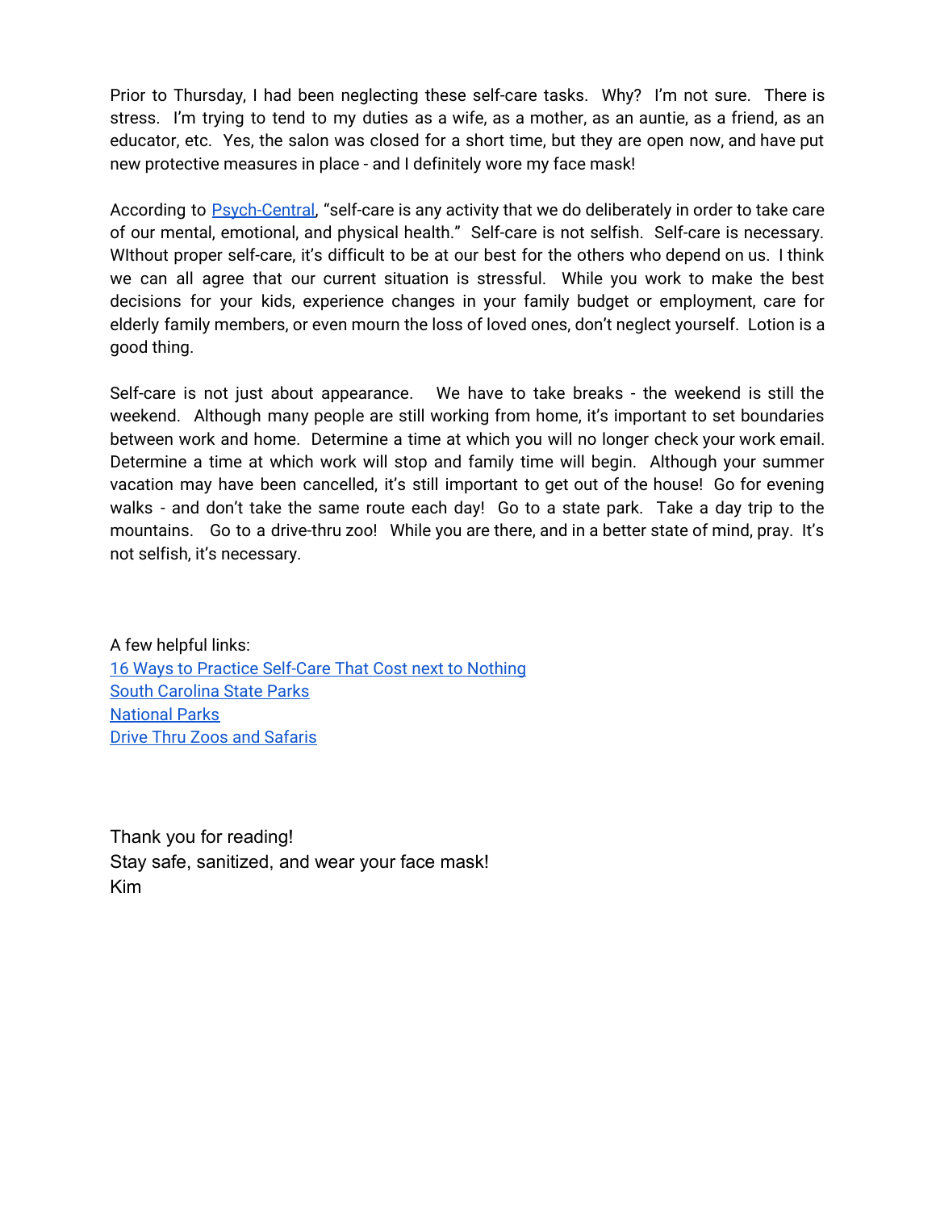Prior to Thursday, I had been neglecting these self-care tasks. Why? I'm not sure. There is stress. I'm trying to tend to my duties as a wife, as a mother, as an auntie, as a friend, as an educator, etc. Yes, the salon was closed for a short time, but they are open now, and have put new protective measures in place - and I definitely wore my face mask!

According to Psych-Central, "self-care is any activity that we do deliberately in order to take care of our mental, emotional, and physical health." Self-care is not selfish. Self-care is necessary. WIthout proper self-care, it's difficult to be at our best for the others who depend on us. I think we can all agree that our current situation is stressful. While you work to make the best decisions for your kids, experience changes in your family budget or employment, care for elderly family members, or even mourn the loss of loved ones, don't neglect yourself. Lotion is a good thing.

Self-care is not just about appearance. We have to take breaks - the weekend is still the weekend. Although many people are still working from home, it's important to set boundaries between work and home. Determine a time at which you will no longer check your work email. Determine a time at which work will stop and family time will begin. Although your summer vacation may have been cancelled, it's still important to get out of the house! Go for evening walks - and don't take the same route each day! Go to a state park. Take a day trip to the mountains. Go to a drive-thru zoo! While you are there, and in a better state of mind, pray. It's not selfish, it's necessary.

A few helpful links:
16 Ways to Practice Self-Care That Cost next to Nothing
South Carolina State Parks
National Parks
Drive Thru Zoos and Safaris

Thank you for reading!
Stay safe, sanitized, and wear your face mask!
Kim